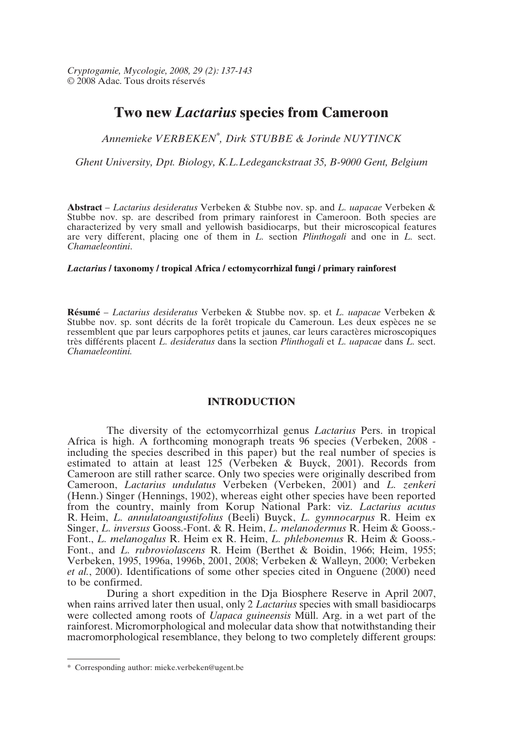# Two new *Lactarius* species from Cameroon

*Annemieke VERBEKEN*[*], *Dirk STUBBE & Jorinde NUYTINCK*

*Ghent University, Dpt. Biology, K.L.Ledeganckstraat 35, B-9000 Gent, Belgium*

**Abstract** – *Lactarius desideratus* Verbeken & Stubbe nov. sp. and *L. uapacae* Verbeken & Stubbe nov. sp. are described from primary rainforest in Cameroon. Both species are characterized by very small and yellowish basidiocarps, but their microscopical features are very different, placing one of them in *L.* section *Plinthogali* and one in *L.* sect. *Chamaeleontini*.

***Lactarius* / taxonomy / tropical Africa / ectomycorrhizal fungi / primary rainforest**

**Résumé** – *Lactarius desideratus* Verbeken & Stubbe nov. sp. et *L. uapacae* Verbeken & Stubbe nov. sp. sont décrits de la forêt tropicale du Cameroun. Les deux espèces ne se ressemblent que par leurs carpophores petits et jaunes, car leurs caractères microscopiques très différents placent *L. desideratus* dans la section *Plinthogali* et *L. uapacae* dans *L.* sect. *Chamaeleontini.*

## INTRODUCTION

The diversity of the ectomycorrhizal genus *Lactarius* Pers. in tropical Africa is high. A forthcoming monograph treats 96 species (Verbeken, 2008 - including the species described in this paper) but the real number of species is estimated to attain at least 125 (Verbeken & Buyck, 2001). Records from Cameroon are still rather scarce. Only two species were originally described from Cameroon, *Lactarius undulatus* Verbeken (Verbeken, 2001) and *L. zenkeri* (Henn.) Singer (Hennings, 1902), whereas eight other species have been reported from the country, mainly from Korup National Park: viz. *Lactarius acutus* R. Heim, *L. annulatoangustifolius* (Beeli) Buyck, *L. gymnocarpus* R. Heim ex Singer, *L. inversus* Gooss.-Font. & R. Heim, *L. melanodermus* R. Heim & Gooss.-Font., *L. melanogalus* R. Heim ex R. Heim, *L. phlebonemus* R. Heim & Gooss.-Font., and *L. rubroviolascens* R. Heim (Berthet & Boidin, 1966; Heim, 1955; Verbeken, 1995, 1996a, 1996b, 2001, 2008; Verbeken & Walleyn, 2000; Verbeken *et al.*, 2000). Identifications of some other species cited in Onguene (2000) need to be confirmed.

During a short expedition in the Dja Biosphere Reserve in April 2007, when rains arrived later then usual, only 2 *Lactarius* species with small basidiocarps were collected among roots of *Uapaca guineensis* Müll. Arg. in a wet part of the rainforest. Micromorphological and molecular data show that notwithstanding their macromorphological resemblance, they belong to two completely different groups:

[*] Corresponding author: mieke.verbeken@ugent.be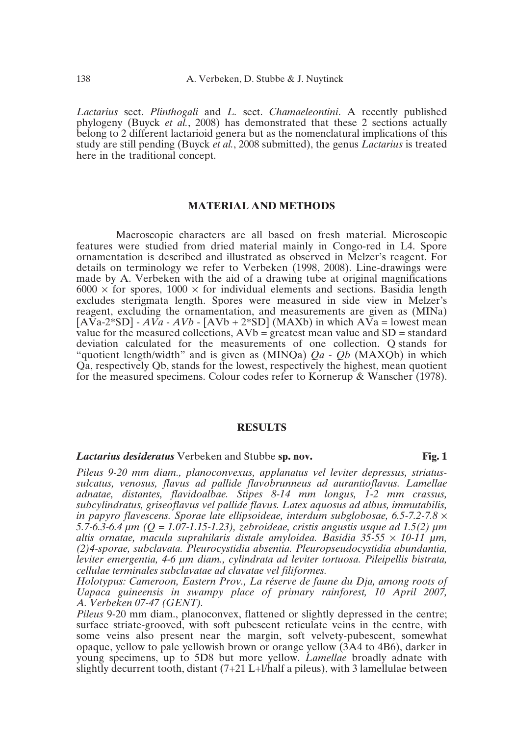*Lactarius* sect. *Plinthogali* and *L.* sect. *Chamaeleontini*. A recently published phylogeny (Buyck *et al.*, 2008) has demonstrated that these 2 sections actually belong to 2 different lactarioid genera but as the nomenclatural implications of this study are still pending (Buyck *et al.*, 2008 submitted), the genus *Lactarius* is treated here in the traditional concept.

## MATERIAL AND METHODS

Macroscopic characters are all based on fresh material. Microscopic features were studied from dried material mainly in Congo-red in L4. Spore ornamentation is described and illustrated as observed in Melzer's reagent. For details on terminology we refer to Verbeken (1998, 2008). Line-drawings were made by A. Verbeken with the aid of a drawing tube at original magnifications 6000 × for spores, 1000 × for individual elements and sections. Basidia length excludes sterigmata length. Spores were measured in side view in Melzer's reagent, excluding the ornamentation, and measurements are given as (MINa) [AVa-2*SD] - *AVa* - *AVb* - [AVb + 2*SD] (MAXb) in which AVa = lowest mean value for the measured collections, AVb = greatest mean value and SD = standard deviation calculated for the measurements of one collection. Q stands for "quotient length/width" and is given as (MINQa) *Qa* - *Qb* (MAXQb) in which Qa, respectively Qb, stands for the lowest, respectively the highest, mean quotient for the measured specimens. Colour codes refer to Kornerup & Wanscher (1978).

## RESULTS

***Lactarius desideratus*** Verbeken and Stubbe **sp. nov.** **Fig. 1**

*Pileus 9-20 mm diam., planoconvexus, applanatus vel leviter depressus, striatus-sulcatus, venosus, flavus ad pallide flavobrunneus ad aurantioflavus. Lamellae adnatae, distantes, flavidoalbae. Stipes 8-14 mm longus, 1-2 mm crassus, subcylindratus, griseoflavus vel pallide flavus. Latex aquosus ad albus, immutabilis, in papyro flavescens. Sporae late ellipsoideae, interdum subglobosae, 6.5-7.2-7.8 × 5.7-6.3-6.4 µm (Q = 1.07-1.15-1.23), zebroideae, cristis angustis usque ad 1.5(2) µm altis ornatae, macula suprahilaris distale amyloidea. Basidia 35-55 × 10-11 µm, (2)4-sporae, subclavata. Pleurocystidia absentia. Pleuropseudocystidia abundantia, leviter emergentia, 4-6 µm diam., cylindrata ad leviter tortuosa. Pileipellis bistrata, cellulae terminales subclavatae ad clavatae vel filiformes.*

*Holotypus: Cameroon, Eastern Prov., La réserve de faune du Dja, among roots of Uapaca guineensis in swampy place of primary rainforest, 10 April 2007, A. Verbeken 07-47 (GENT).*

*Pileus* 9-20 mm diam., planoconvex, flattened or slightly depressed in the centre; surface striate-grooved, with soft pubescent reticulate veins in the centre, with some veins also present near the margin, soft velvety-pubescent, somewhat opaque, yellow to pale yellowish brown or orange yellow (3A4 to 4B6), darker in young specimens, up to 5D8 but more yellow. *Lamellae* broadly adnate with slightly decurrent tooth, distant (7+21 L+l/half a pileus), with 3 lamellulae between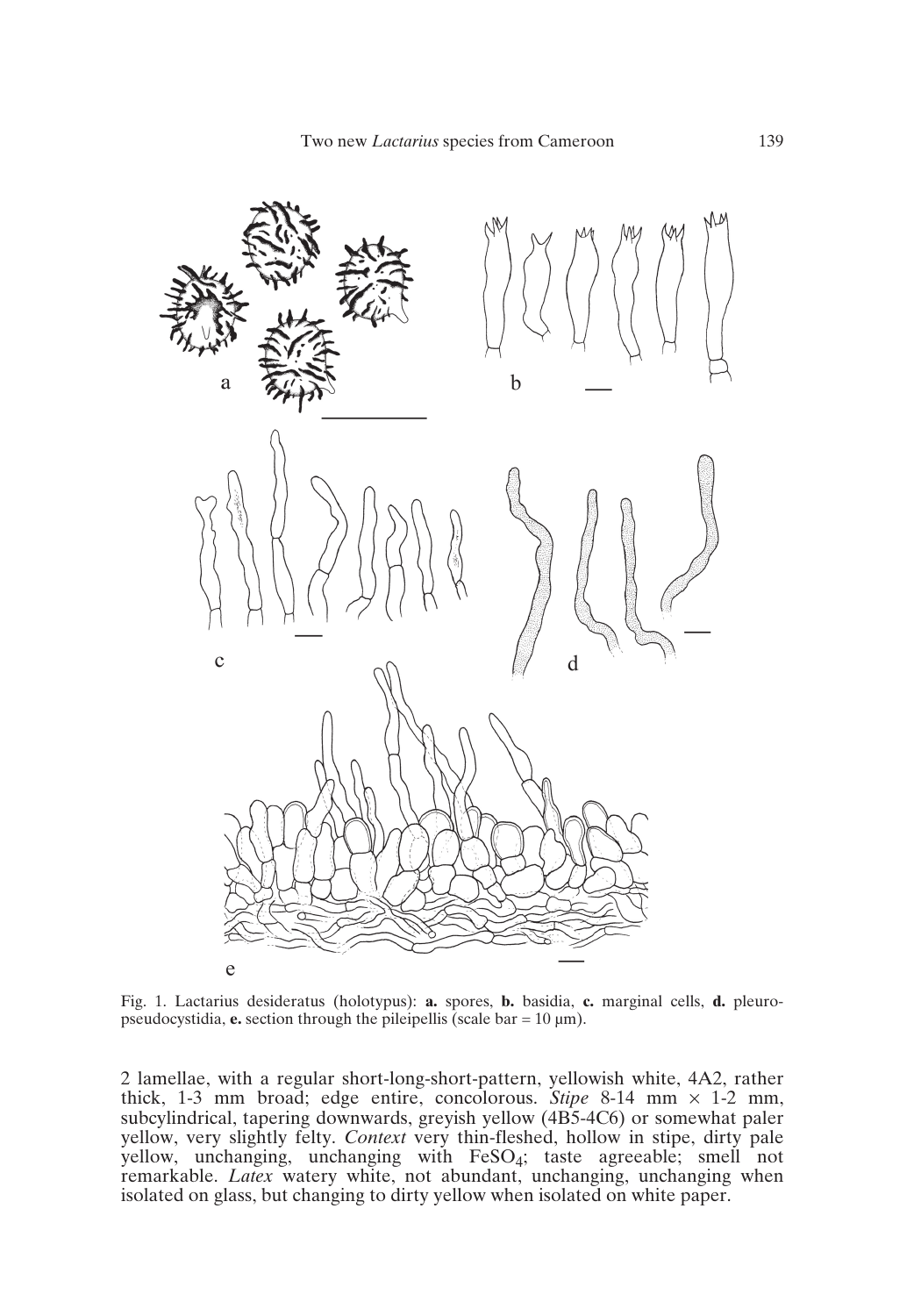Fig. 1. Lactarius desideratus (holotypus): **a.** spores, **b.** basidia, **c.** marginal cells, **d.** pleuro-pseudocystidia, **e.** section through the pileipellis (scale bar = 10 µm).

2 lamellae, with a regular short-long-short-pattern, yellowish white, 4A2, rather thick, 1-3 mm broad; edge entire, concolorous. *Stipe* 8-14 mm × 1-2 mm, subcylindrical, tapering downwards, greyish yellow (4B5-4C6) or somewhat paler yellow, very slightly felty. *Context* very thin-fleshed, hollow in stipe, dirty pale yellow, unchanging, unchanging with $FeSO_4$; taste agreeable; smell not remarkable. *Latex* watery white, not abundant, unchanging, unchanging when isolated on glass, but changing to dirty yellow when isolated on white paper.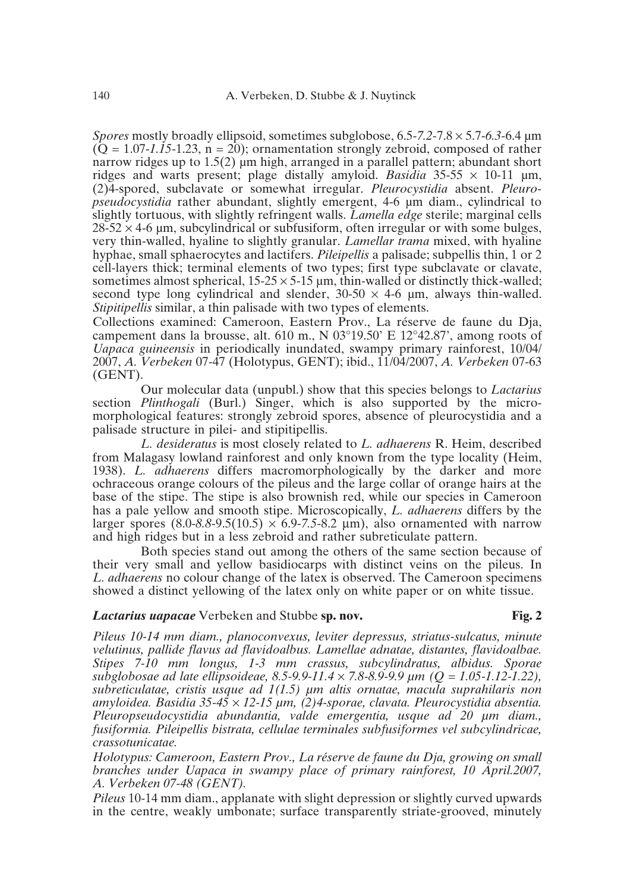*Spores* mostly broadly ellipsoid, sometimes subglobose, 6.5-*7.2*-7.8 × 5.7-*6.3*-6.4 µm (Q = 1.07-*1.15*-1.23, n = 20); ornamentation strongly zebroid, composed of rather narrow ridges up to 1.5(2) µm high, arranged in a parallel pattern; abundant short ridges and warts present; plage distally amyloid. *Basidia* 35-55 × 10-11 µm, (2)4-spored, subclavate or somewhat irregular. *Pleurocystidia* absent. *Pleuropseudocystidia* rather abundant, slightly emergent, 4-6 µm diam., cylindrical to slightly tortuous, with slightly refringent walls. *Lamella edge* sterile; marginal cells 28-52 × 4-6 µm, subcylindrical or subfusiform, often irregular or with some bulges, very thin-walled, hyaline to slightly granular. *Lamellar trama* mixed, with hyaline hyphae, small sphaerocytes and lactifers. *Pileipellis* a palisade; subpellis thin, 1 or 2 cell-layers thick; terminal elements of two types; first type subclavate or clavate, sometimes almost spherical, 15-25 × 5-15 µm, thin-walled or distinctly thick-walled; second type long cylindrical and slender, 30-50 × 4-6 µm, always thin-walled. *Stipitipellis* similar, a thin palisade with two types of elements.

Collections examined: Cameroon, Eastern Prov., La réserve de faune du Dja, campement dans la brousse, alt. 610 m., N 03°19.50' E 12°42.87', among roots of *Uapaca guineensis* in periodically inundated, swampy primary rainforest, 10/04/2007, *A. Verbeken* 07-47 (Holotypus, GENT); ibid., 11/04/2007, *A. Verbeken* 07-63 (GENT).

Our molecular data (unpubl.) show that this species belongs to *Lactarius* section *Plinthogali* (Burl.) Singer, which is also supported by the micromorphological features: strongly zebroid spores, absence of pleurocystidia and a palisade structure in pilei- and stipitipellis.

*L. desideratus* is most closely related to *L. adhaerens* R. Heim, described from Malagasy lowland rainforest and only known from the type locality (Heim, 1938). *L. adhaerens* differs macromorphologically by the darker and more ochraceous orange colours of the pileus and the large collar of orange hairs at the base of the stipe. The stipe is also brownish red, while our species in Cameroon has a pale yellow and smooth stipe. Microscopically, *L. adhaerens* differs by the larger spores (8.0-*8.8*-9.5(10.5) × 6.9-*7.5*-8.2 µm), also ornamented with narrow and high ridges but in a less zebroid and rather subreticulate pattern.

Both species stand out among the others of the same section because of their very small and yellow basidiocarps with distinct veins on the pileus. In *L. adhaerens* no colour change of the latex is observed. The Cameroon specimens showed a distinct yellowing of the latex only on white paper or on white tissue.

### ***Lactarius uapacae*** **Verbeken and Stubbe sp. nov.** **Fig. 2**

*Pileus 10-14 mm diam., planoconvexus, leviter depressus, striatus-sulcatus, minute velutinus, pallide flavus ad flavidoalbus. Lamellae adnatae, distantes, flavidoalbae. Stipes 7-10 mm longus, 1-3 mm crassus, subcylindratus, albidus. Sporae subglobosae ad late ellipsoideae, 8.5-9.9-11.4 × 7.8-8.9-9.9 µm (Q = 1.05-1.12-1.22), subreticulatae, cristis usque ad 1(1.5) µm altis ornatae, macula suprahilaris non amyloidea. Basidia 35-45 × 12-15 µm, (2)4-sporae, clavata. Pleurocystidia absentia. Pleuropseudocystidia abundantia, valde emergentia, usque ad 20 µm diam., fusiformia. Pileipellis bistrata, cellulae terminales subfusiformes vel subcylindricae, crassotunicatae.*

*Holotypus: Cameroon, Eastern Prov., La réserve de faune du Dja, growing on small branches under Uapaca in swampy place of primary rainforest, 10 April.2007, A. Verbeken 07-48 (GENT).*

*Pileus* 10-14 mm diam., applanate with slight depression or slightly curved upwards in the centre, weakly umbonate; surface transparently striate-grooved, minutely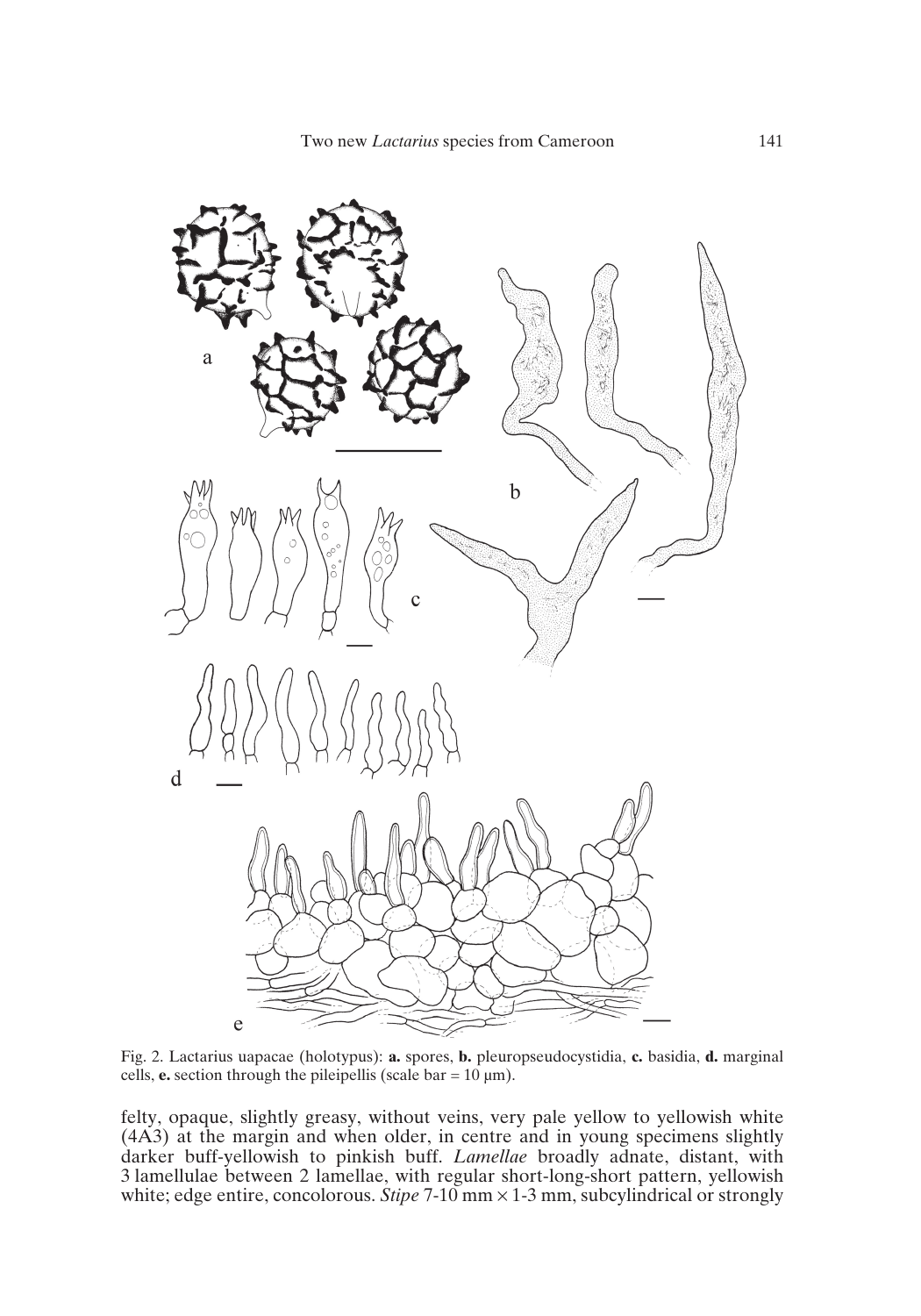Fig. 2. Lactarius uapacae (holotypus): **a.** spores, **b.** pleuropseudocystidia, **c.** basidia, **d.** marginal cells, **e.** section through the pileipellis (scale bar = 10 µm).

felty, opaque, slightly greasy, without veins, very pale yellow to yellowish white (4A3) at the margin and when older, in centre and in young specimens slightly darker buff-yellowish to pinkish buff. *Lamellae* broadly adnate, distant, with 3 lamellulae between 2 lamellae, with regular short-long-short pattern, yellowish white; edge entire, concolorous. *Stipe* 7-10 mm × 1-3 mm, subcylindrical or strongly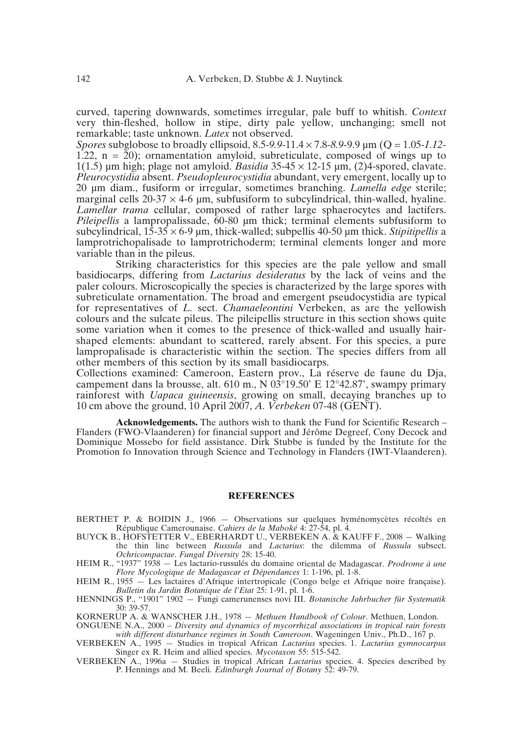curved, tapering downwards, sometimes irregular, pale buff to whitish. *Context* very thin-fleshed, hollow in stipe, dirty pale yellow, unchanging; smell not remarkable; taste unknown. *Latex* not observed.

*Spores* subglobose to broadly ellipsoid, 8.5-*9.9*-11.4 × 7.8-*8.9*-9.9 µm (Q = 1.05-*1.12*-1.22, n = 20); ornamentation amyloid, subreticulate, composed of wings up to 1(1.5) µm high; plage not amyloid. *Basidia* 35-45 × 12-15 µm, (2)4-spored, clavate. *Pleurocystidia* absent. *Pseudopleurocystidia* abundant, very emergent, locally up to 20 µm diam., fusiform or irregular, sometimes branching. *Lamella edge* sterile; marginal cells 20-37 × 4-6 µm, subfusiform to subcylindrical, thin-walled, hyaline. *Lamellar trama* cellular, composed of rather large sphaerocytes and lactifers. *Pileipellis* a lampropalissade, 60-80 µm thick; terminal elements subfusiform to subcylindrical, 15-35 × 6-9 µm, thick-walled; subpellis 40-50 µm thick. *Stipitipellis* a lamprotrichopalisade to lamprotrichoderm; terminal elements longer and more variable than in the pileus.

Striking characteristics for this species are the pale yellow and small basidiocarps, differing from *Lactarius desideratus* by the lack of veins and the paler colours. Microscopically the species is characterized by the large spores with subreticulate ornamentation. The broad and emergent pseudocystidia are typical for representatives of *L.* sect. *Chamaeleontini* Verbeken, as are the yellowish colours and the sulcate pileus. The pileipellis structure in this section shows quite some variation when it comes to the presence of thick-walled and usually hair-shaped elements: abundant to scattered, rarely absent. For this species, a pure lampropalisade is characteristic within the section. The species differs from all other members of this section by its small basidiocarps.

Collections examined: Cameroon, Eastern prov., La réserve de faune du Dja, campement dans la brousse, alt. 610 m., N 03°19.50' E 12°42.87', swampy primary rainforest with *Uapaca guineensis*, growing on small, decaying branches up to 10 cm above the ground, 10 April 2007, *A. Verbeken* 07-48 (GENT).

**Acknowledgements.** The authors wish to thank the Fund for Scientific Research – Flanders (FWO-Vlaanderen) for financial support and Jérôme Degreef, Cony Decock and Dominique Mossebo for field assistance. Dirk Stubbe is funded by the Institute for the Promotion fo Innovation through Science and Technology in Flanders (IWT-Vlaanderen).

## REFERENCES

BERTHET P. & BOIDIN J., 1966 — Observations sur quelques hyménomycètes récoltés en République Camerounaise. *Cahiers de la Maboké* 4: 27-54, pl. 4.

BUYCK B., HOFSTETTER V., EBERHARDT U., VERBEKEN A. & KAUFF F., 2008 — Walking the thin line between *Russula* and *Lactarius*: the dilemma of *Russula* subsect. *Ochricompactae*. *Fungal Diversity* 28: 15-40.

HEIM R., "1937" 1938 — Les lactario-russulés du domaine oriental de Madagascar. *Prodrome à une Flore Mycologique de Madagascar et Dépendances* 1: 1-196, pl. 1-8.

HEIM R., 1955 — Les lactaires d'Afrique intertropicale (Congo belge et Afrique noire française). *Bulletin du Jardin Botanique de l'Etat* 25: 1-91, pl. 1-6.

HENNINGS P., "1901" 1902 — Fungi camerunenses novi III. *Botanische Jahrbucher für Systematik* 30: 39-57.

KORNERUP A. & WANSCHER J.H., 1978 — *Methuen Handbook of Colour*. Methuen, London.

ONGUENE N.A., 2000 – *Diversity and dynamics of mycorrhizal associations in tropical rain forests with different disturbance regimes in South Cameroon*. Wageningen Univ., Ph.D., 167 p.

VERBEKEN A., 1995 — Studies in tropical African *Lactarius* species. 1. *Lactarius gymnocarpus* Singer ex R. Heim and allied species. *Mycotaxon* 55: 515-542.

VERBEKEN A., 1996a — Studies in tropical African *Lactarius* species. 4. Species described by P. Hennings and M. Beeli. *Edinburgh Journal of Botany* 52: 49-79.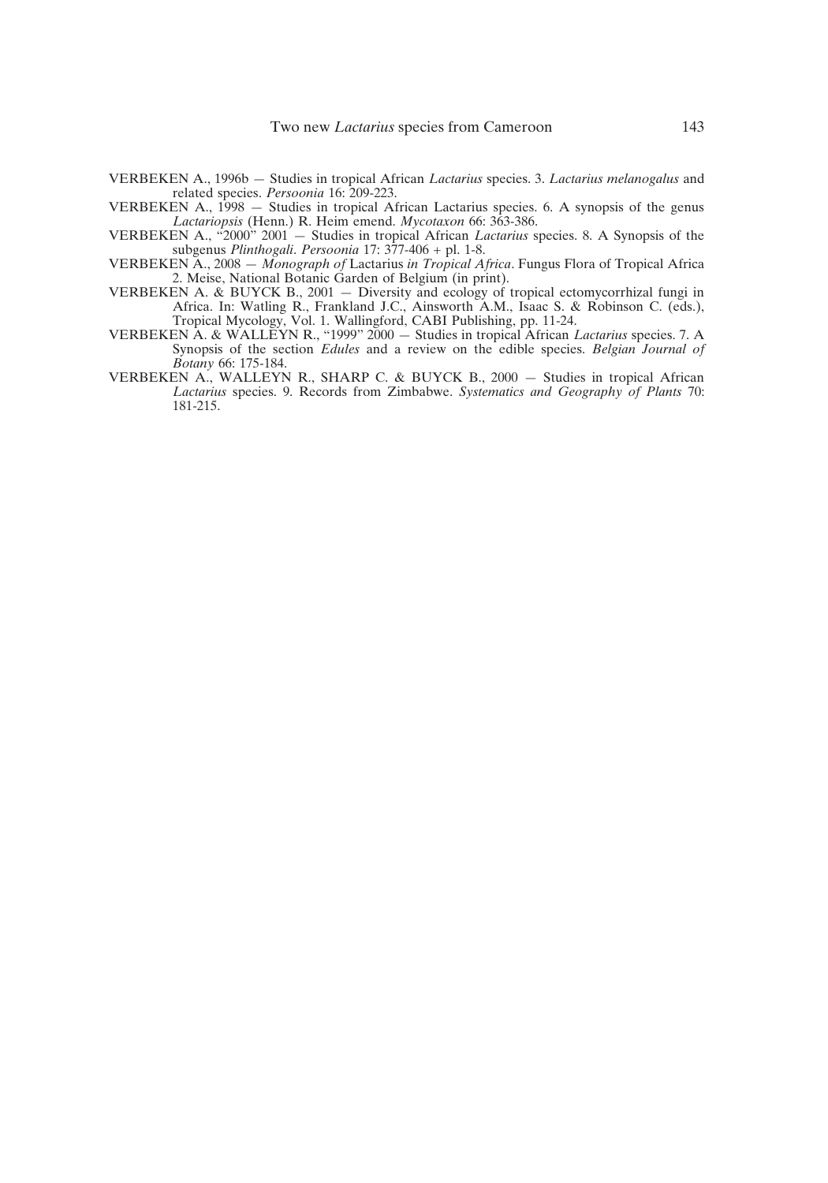VERBEKEN A., 1996b — Studies in tropical African *Lactarius* species. 3. *Lactarius melanogalus* and related species. *Persoonia* 16: 209-223.

VERBEKEN A., 1998 — Studies in tropical African Lactarius species. 6. A synopsis of the genus *Lactariopsis* (Henn.) R. Heim emend. *Mycotaxon* 66: 363-386.

VERBEKEN A., "2000" 2001 — Studies in tropical African *Lactarius* species. 8. A Synopsis of the subgenus *Plinthogali*. *Persoonia* 17: 377-406 + pl. 1-8.

VERBEKEN A., 2008 — *Monograph of* Lactarius *in Tropical Africa*. Fungus Flora of Tropical Africa 2. Meise, National Botanic Garden of Belgium (in print).

VERBEKEN A. & BUYCK B., 2001 — Diversity and ecology of tropical ectomycorrhizal fungi in Africa. In: Watling R., Frankland J.C., Ainsworth A.M., Isaac S. & Robinson C. (eds.), Tropical Mycology, Vol. 1. Wallingford, CABI Publishing, pp. 11-24.

VERBEKEN A. & WALLEYN R., "1999" 2000 — Studies in tropical African *Lactarius* species. 7. A Synopsis of the section *Edules* and a review on the edible species. *Belgian Journal of Botany* 66: 175-184.

VERBEKEN A., WALLEYN R., SHARP C. & BUYCK B., 2000 — Studies in tropical African *Lactarius* species. 9. Records from Zimbabwe. *Systematics and Geography of Plants* 70: 181-215.